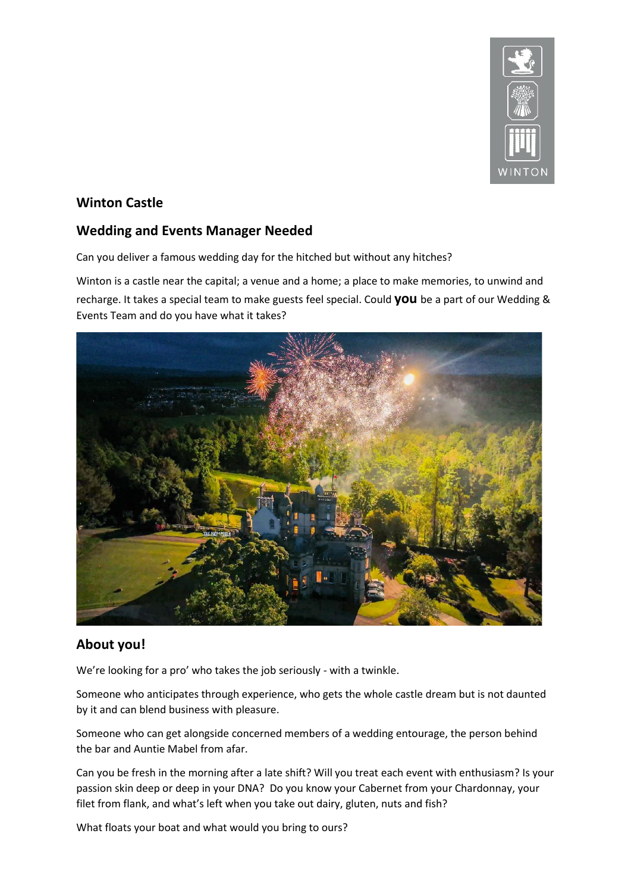WINTON

## Winton Castle

## Wedding and Events Manager Needed

Can you deliver a famous wedding day for the hitched but without any hitches?

Winton is a castle near the capital; a venue and a home; a place to make memories, to unwind and recharge. It takes a special team to make guests feel special. Could **you** be a part of our Wedding & Events Team and do you have what it takes?

## About you!

We're looking for a pro' who takes the job seriously - with a twinkle.

Someone who anticipates through experience, who gets the whole castle dream but is not daunted by it and can blend business with pleasure.

Someone who can get alongside concerned members of a wedding entourage, the person behind the bar and Auntie Mabel from afar.

Can you be fresh in the morning after a late shift? Will you treat each event with enthusiasm? Is your passion skin deep or deep in your DNA? Do you know your Cabernet from your Chardonnay, your filet from flank, and what's left when you take out dairy, gluten, nuts and fish?

What floats your boat and what would you bring to ours?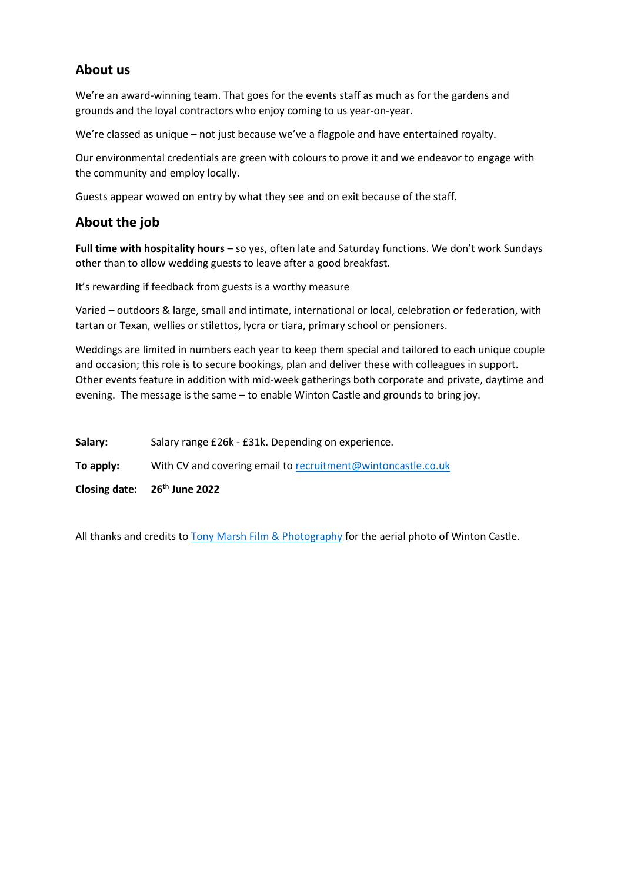## About us

We're an award-winning team. That goes for the events staff as much as for the gardens and grounds and the loyal contractors who enjoy coming to us year-on-year.

We're classed as unique – not just because we've a flagpole and have entertained royalty.

Our environmental credentials are green with colours to prove it and we endeavor to engage with the community and employ locally.

Guests appear wowed on entry by what they see and on exit because of the staff.

## About the job

**Full time with hospitality hours** – so yes, often late and Saturday functions. We don't work Sundays other than to allow wedding guests to leave after a good breakfast.

It's rewarding if feedback from guests is a worthy measure

Varied – outdoors & large, small and intimate, international or local, celebration or federation, with tartan or Texan, wellies or stilettos, lycra or tiara, primary school or pensioners.

Weddings are limited in numbers each year to keep them special and tailored to each unique couple and occasion; this role is to secure bookings, plan and deliver these with colleagues in support. Other events feature in addition with mid-week gatherings both corporate and private, daytime and evening. The message is the same – to enable Winton Castle and grounds to bring joy.

**Salary:** Salary range £26k - £31k. Depending on experience.

**To apply:** With CV and covering email to recruitment@wintoncastle.co.uk

**Closing date:** **26th June 2022**

All thanks and credits to Tony Marsh Film & Photography for the aerial photo of Winton Castle.